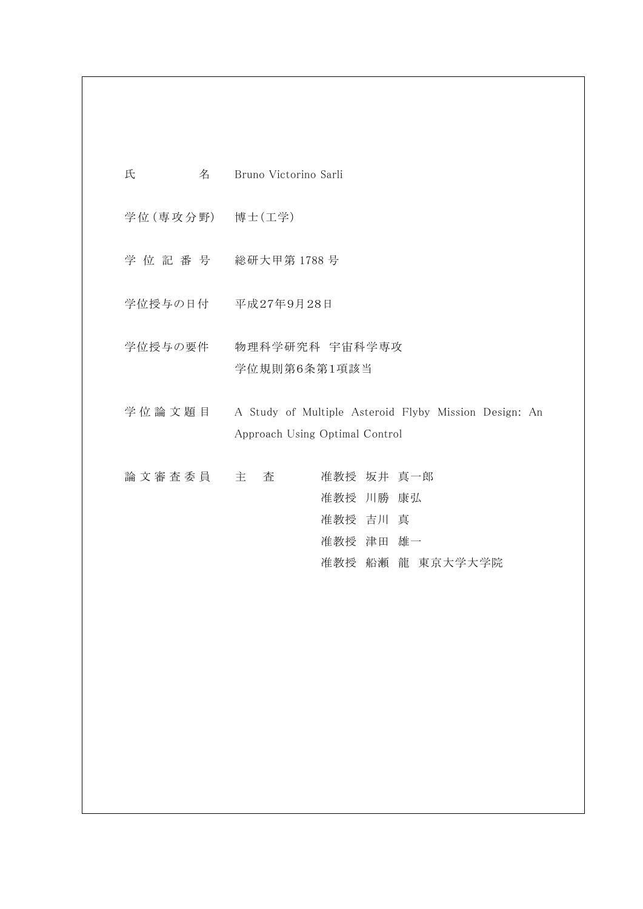| | | |
|---|---|---|
| 氏　　　名 | Bruno Victorino Sarli | |
| 学位(専攻分野) | 博士(工学) | |
| 学 位 記 番 号 | 総研大甲第 1788 号 | |
| 学位授与の日付 | 平成27年9月28日 | |
| 学位授与の要件 | 物理科学研究科　宇宙科学専攻<br>学位規則第6条第1項該当 | |
| 学 位 論 文 題 目 | A Study of Multiple Asteroid Flyby Mission Design: An Approach Using Optimal Control | |
| 論 文 審 査 委 員 | 主　査 | 准教授　坂井　真一郎 |
| | | 准教授　川勝　康弘 |
| | | 准教授　吉川　真 |
| | | 准教授　津田　雄一 |
| | | 准教授　船瀬　龍　東京大学大学院 |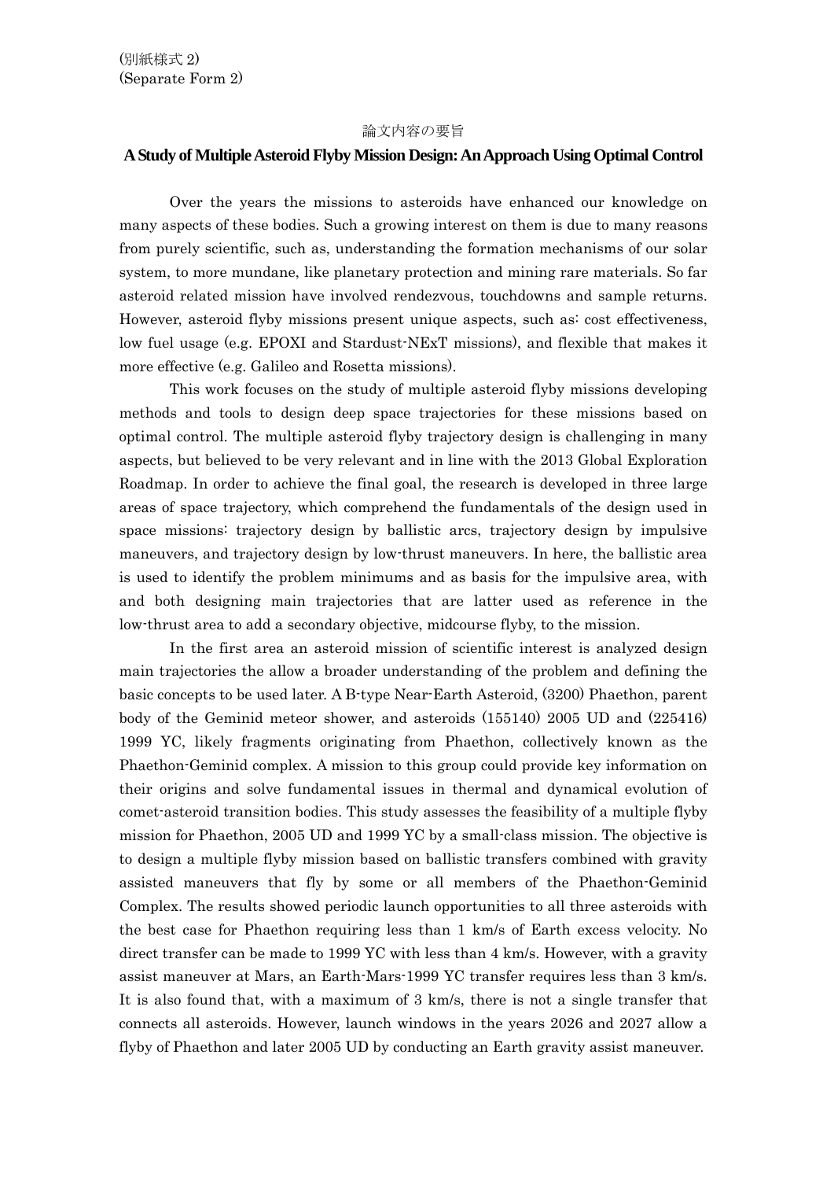(別紙様式 2)
(Separate Form 2)

論文内容の要旨

**A Study of Multiple Asteroid Flyby Mission Design: An Approach Using Optimal Control**

Over the years the missions to asteroids have enhanced our knowledge on many aspects of these bodies. Such a growing interest on them is due to many reasons from purely scientific, such as, understanding the formation mechanisms of our solar system, to more mundane, like planetary protection and mining rare materials. So far asteroid related mission have involved rendezvous, touchdowns and sample returns. However, asteroid flyby missions present unique aspects, such as: cost effectiveness, low fuel usage (e.g. EPOXI and Stardust-NExT missions), and flexible that makes it more effective (e.g. Galileo and Rosetta missions).

This work focuses on the study of multiple asteroid flyby missions developing methods and tools to design deep space trajectories for these missions based on optimal control. The multiple asteroid flyby trajectory design is challenging in many aspects, but believed to be very relevant and in line with the 2013 Global Exploration Roadmap. In order to achieve the final goal, the research is developed in three large areas of space trajectory, which comprehend the fundamentals of the design used in space missions: trajectory design by ballistic arcs, trajectory design by impulsive maneuvers, and trajectory design by low-thrust maneuvers. In here, the ballistic area is used to identify the problem minimums and as basis for the impulsive area, with and both designing main trajectories that are latter used as reference in the low-thrust area to add a secondary objective, midcourse flyby, to the mission.

In the first area an asteroid mission of scientific interest is analyzed design main trajectories the allow a broader understanding of the problem and defining the basic concepts to be used later. A B-type Near-Earth Asteroid, (3200) Phaethon, parent body of the Geminid meteor shower, and asteroids (155140) 2005 UD and (225416) 1999 YC, likely fragments originating from Phaethon, collectively known as the Phaethon-Geminid complex. A mission to this group could provide key information on their origins and solve fundamental issues in thermal and dynamical evolution of comet-asteroid transition bodies. This study assesses the feasibility of a multiple flyby mission for Phaethon, 2005 UD and 1999 YC by a small-class mission. The objective is to design a multiple flyby mission based on ballistic transfers combined with gravity assisted maneuvers that fly by some or all members of the Phaethon-Geminid Complex. The results showed periodic launch opportunities to all three asteroids with the best case for Phaethon requiring less than 1 km/s of Earth excess velocity. No direct transfer can be made to 1999 YC with less than 4 km/s. However, with a gravity assist maneuver at Mars, an Earth-Mars-1999 YC transfer requires less than 3 km/s. It is also found that, with a maximum of 3 km/s, there is not a single transfer that connects all asteroids. However, launch windows in the years 2026 and 2027 allow a flyby of Phaethon and later 2005 UD by conducting an Earth gravity assist maneuver.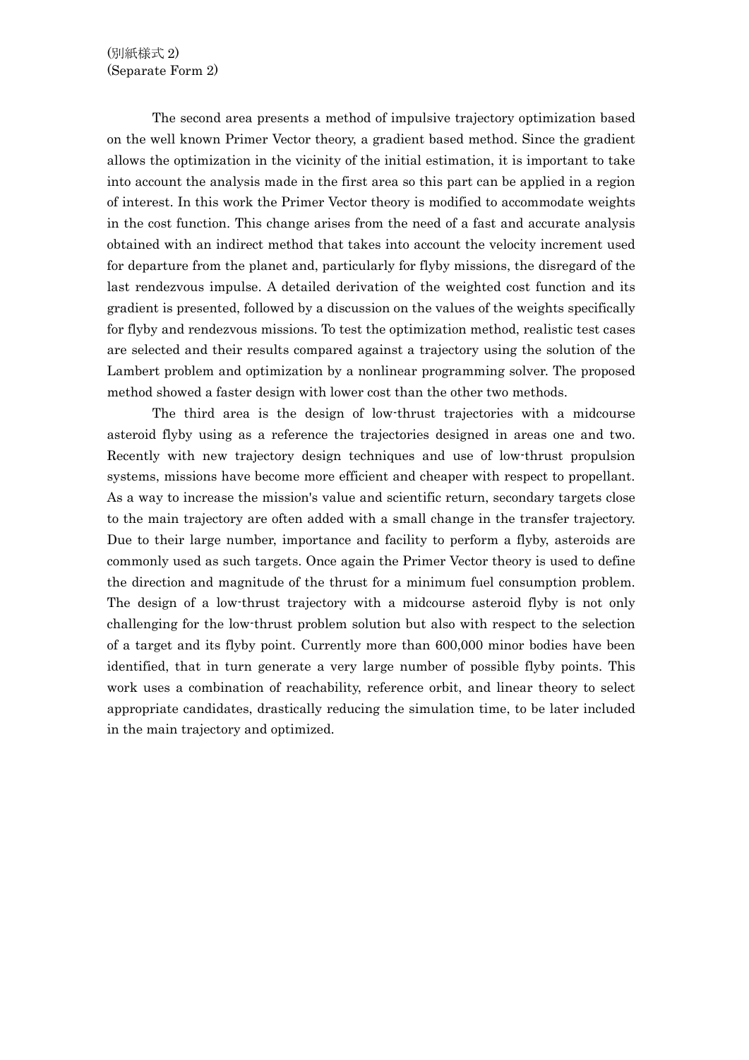(別紙様式 2)
(Separate Form 2)

The second area presents a method of impulsive trajectory optimization based on the well known Primer Vector theory, a gradient based method. Since the gradient allows the optimization in the vicinity of the initial estimation, it is important to take into account the analysis made in the first area so this part can be applied in a region of interest. In this work the Primer Vector theory is modified to accommodate weights in the cost function. This change arises from the need of a fast and accurate analysis obtained with an indirect method that takes into account the velocity increment used for departure from the planet and, particularly for flyby missions, the disregard of the last rendezvous impulse. A detailed derivation of the weighted cost function and its gradient is presented, followed by a discussion on the values of the weights specifically for flyby and rendezvous missions. To test the optimization method, realistic test cases are selected and their results compared against a trajectory using the solution of the Lambert problem and optimization by a nonlinear programming solver. The proposed method showed a faster design with lower cost than the other two methods.

The third area is the design of low-thrust trajectories with a midcourse asteroid flyby using as a reference the trajectories designed in areas one and two. Recently with new trajectory design techniques and use of low-thrust propulsion systems, missions have become more efficient and cheaper with respect to propellant. As a way to increase the mission's value and scientific return, secondary targets close to the main trajectory are often added with a small change in the transfer trajectory. Due to their large number, importance and facility to perform a flyby, asteroids are commonly used as such targets. Once again the Primer Vector theory is used to define the direction and magnitude of the thrust for a minimum fuel consumption problem. The design of a low-thrust trajectory with a midcourse asteroid flyby is not only challenging for the low-thrust problem solution but also with respect to the selection of a target and its flyby point. Currently more than 600,000 minor bodies have been identified, that in turn generate a very large number of possible flyby points. This work uses a combination of reachability, reference orbit, and linear theory to select appropriate candidates, drastically reducing the simulation time, to be later included in the main trajectory and optimized.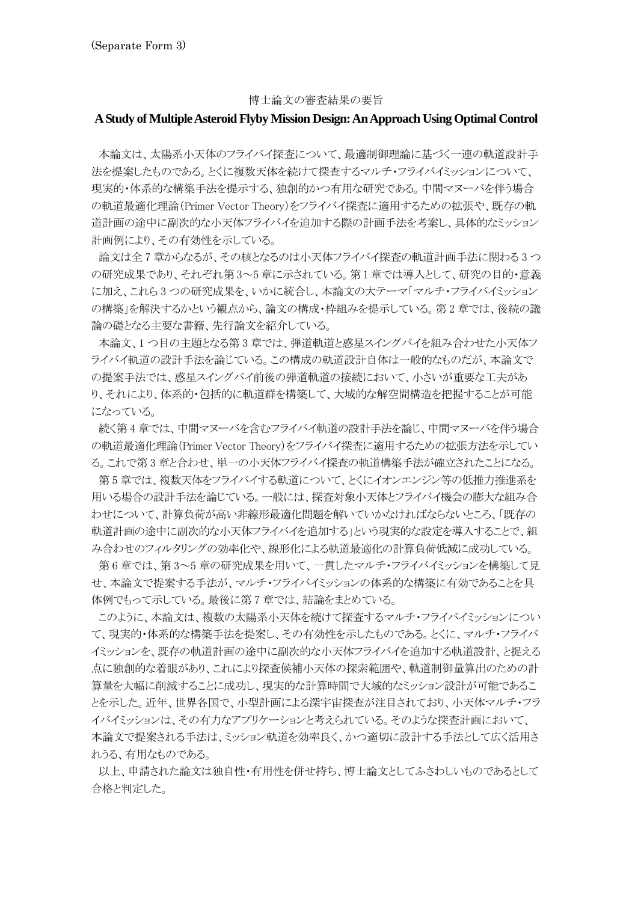(Separate Form 3)

博士論文の審査結果の要旨

**A Study of Multiple Asteroid Flyby Mission Design: An Approach Using Optimal Control**

本論文は、太陽系小天体のフライバイ探査について、最適制御理論に基づく一連の軌道設計手法を提案したものである。とくに複数天体を続けて探査するマルチ・フライバイミッションについて、現実的・体系的な構築手法を提示する、独創的かつ有用な研究である。中間マヌーバを伴う場合の軌道最適化理論(Primer Vector Theory)をフライバイ探査に適用するための拡張や、既存の軌道計画の途中に副次的な小天体フライバイを追加する際の計画手法を考案し、具体的なミッション計画例により、その有効性を示している。

論文は全 7 章からなるが、その核となるのは小天体フライバイ探査の軌道計画手法に関わる 3 つの研究成果であり、それぞれ第 3〜5 章に示されている。第 1 章では導入として、研究の目的・意義に加え、これら 3 つの研究成果を、いかに統合し、本論文の大テーマ「マルチ・フライバイミッションの構築」を解決するかという観点から、論文の構成・枠組みを提示している。第 2 章では、後続の議論の礎となる主要な書籍、先行論文を紹介している。

本論文、1 つ目の主題となる第 3 章では、弾道軌道と惑星スイングバイを組み合わせた小天体フライバイ軌道の設計手法を論じている。この構成の軌道設計自体は一般的なものだが、本論文での提案手法では、惑星スイングバイ前後の弾道軌道の接続において、小さいが重要な工夫があり、それにより、体系的・包括的に軌道群を構築して、大域的な解空間構造を把握することが可能になっている。

続く第 4 章では、中間マヌーバを含むフライバイ軌道の設計手法を論じ、中間マヌーバを伴う場合の軌道最適化理論(Primer Vector Theory)をフライバイ探査に適用するための拡張方法を示している。これで第 3 章と合わせ、単一の小天体フライバイ探査の軌道構築手法が確立されたことになる。

第 5 章では、複数天体をフライバイする軌道について、とくにイオンエンジン等の低推力推進系を用いる場合の設計手法を論じている。一般には、探査対象小天体とフライバイ機会の膨大な組み合わせについて、計算負荷が高い非線形最適化問題を解いていかなければならないところ、「既存の軌道計画の途中に副次的な小天体フライバイを追加する」という現実的な設定を導入することで、組み合わせのフィルタリングの効率化や、線形化による軌道最適化の計算負荷低減に成功している。

第 6 章では、第 3〜5 章の研究成果を用いて、一貫したマルチ・フライバイミッションを構築して見せ、本論文で提案する手法が、マルチ・フライバイミッションの体系的な構築に有効であることを具体例でもって示している。最後に第 7 章では、結論をまとめている。

このように、本論文は、複数の太陽系小天体を続けて探査するマルチ・フライバイミッションについて、現実的・体系的な構築手法を提案し、その有効性を示したものである。とくに、マルチ・フライバイミッションを、既存の軌道計画の途中に副次的な小天体フライバイを追加する軌道設計、と捉える点に独創的な着眼があり、これにより探査候補小天体の探索範囲や、軌道制御量算出のための計算量を大幅に削減することに成功し、現実的な計算時間で大域的なミッション設計が可能であることを示した。近年、世界各国で、小型計画による深宇宙探査が注目されており、小天体マルチ・フライバイミッションは、その有力なアプリケーションと考えられている。そのような探査計画において、本論文で提案される手法は、ミッション軌道を効率良く、かつ適切に設計する手法として広く活用されうる、有用なものである。

以上、申請された論文は独自性・有用性を併せ持ち、博士論文としてふさわしいものであるとして合格と判定した。